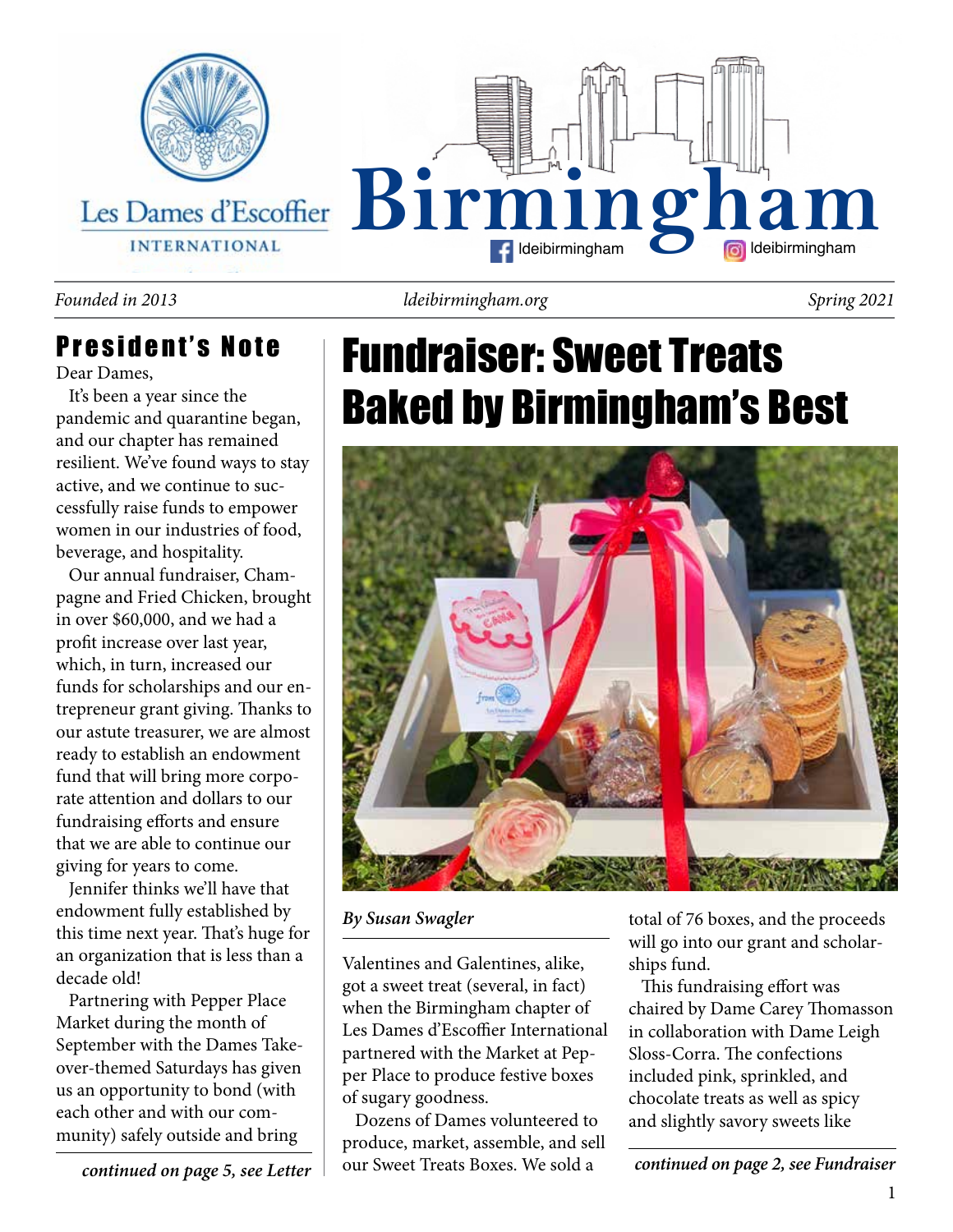Les Dames d'Escoffier INTERNATIONAL

# Birmingham

ldeibirmingham ldeibirmingham

*Founded in 2013* *ldeibirmingham.org* *Spring 2021*

## President's Note

Dear Dames,

It's been a year since the pandemic and quarantine began, and our chapter has remained resilient. We've found ways to stay active, and we continue to successfully raise funds to empower women in our industries of food, beverage, and hospitality.

Our annual fundraiser, Champagne and Fried Chicken, brought in over $60,000, and we had a profit increase over last year, which, in turn, increased our funds for scholarships and our entrepreneur grant giving. Thanks to our astute treasurer, we are almost ready to establish an endowment fund that will bring more corporate attention and dollars to our fundraising efforts and ensure that we are able to continue our giving for years to come.

Jennifer thinks we'll have that endowment fully established by this time next year. That's huge for an organization that is less than a decade old!

Partnering with Pepper Place Market during the month of September with the Dames Takeover-themed Saturdays has given us an opportunity to bond (with each other and with our community) safely outside and bring

***continued on page 5, see Letter***

# Fundraiser: Sweet Treats Baked by Birmingham's Best

***By Susan Swagler***

Valentines and Galentines, alike, got a sweet treat (several, in fact) when the Birmingham chapter of Les Dames d'Escoffier International partnered with the Market at Pepper Place to produce festive boxes of sugary goodness.

Dozens of Dames volunteered to produce, market, assemble, and sell our Sweet Treats Boxes. We sold a total of 76 boxes, and the proceeds will go into our grant and scholarships fund.

This fundraising effort was chaired by Dame Carey Thomasson in collaboration with Dame Leigh Sloss-Corra. The confections included pink, sprinkled, and chocolate treats as well as spicy and slightly savory sweets like

***continued on page 2, see Fundraiser***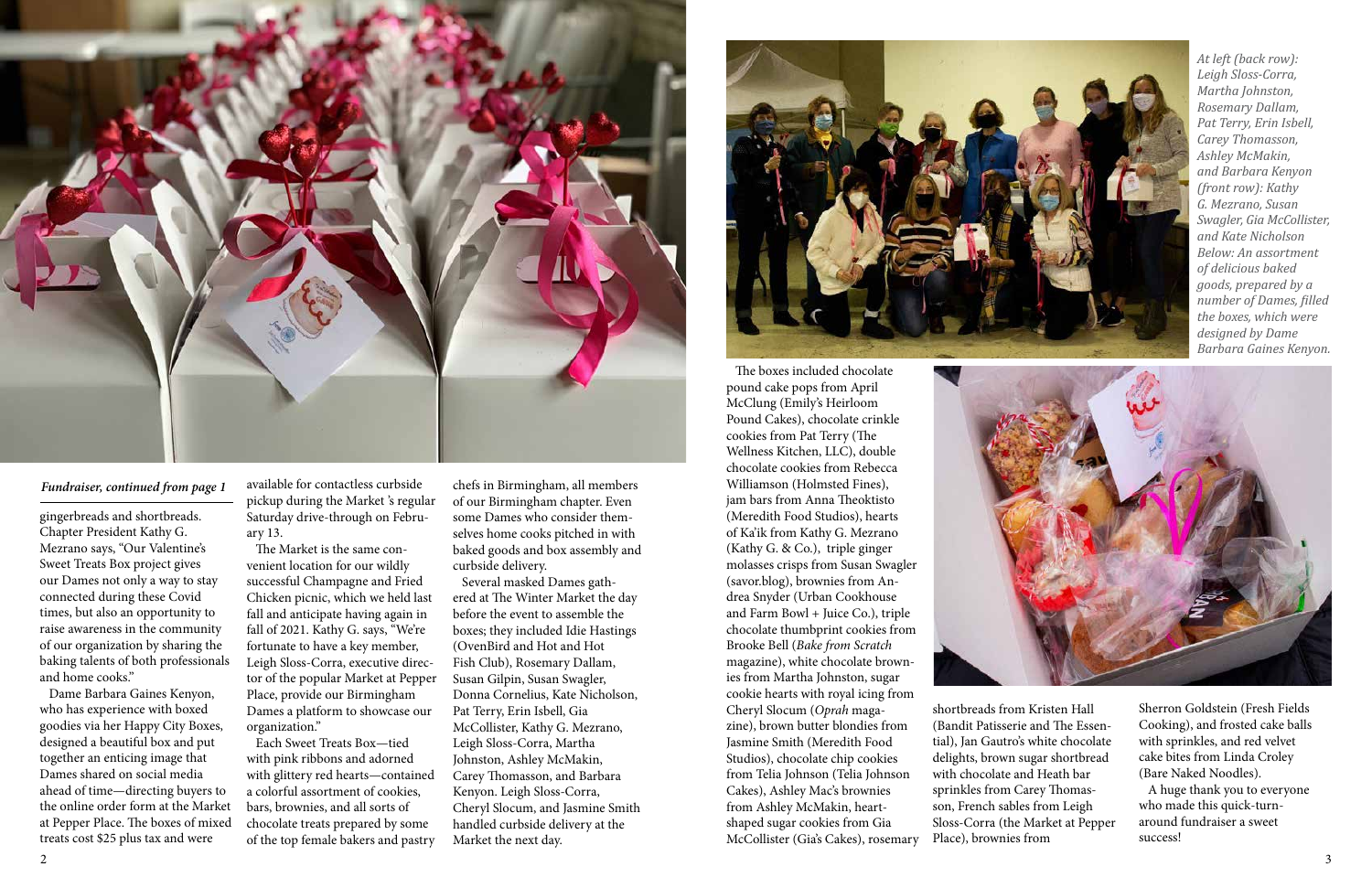*Fundraiser, continued from page 1*

gingerbreads and shortbreads. Chapter President Kathy G. Mezrano says, "Our Valentine's Sweet Treats Box project gives our Dames not only a way to stay connected during these Covid times, but also an opportunity to raise awareness in the community of our organization by sharing the baking talents of both professionals and home cooks."

Dame Barbara Gaines Kenyon, who has experience with boxed goodies via her Happy City Boxes, designed a beautiful box and put together an enticing image that Dames shared on social media ahead of time—directing buyers to the online order form at the Market at Pepper Place. The boxes of mixed treats cost $25 plus tax and were available for contactless curbside pickup during the Market 's regular Saturday drive-through on February 13.

The Market is the same convenient location for our wildly successful Champagne and Fried Chicken picnic, which we held last fall and anticipate having again in fall of 2021. Kathy G. says, "We're fortunate to have a key member, Leigh Sloss-Corra, executive director of the popular Market at Pepper Place, provide our Birmingham Dames a platform to showcase our organization."

Each Sweet Treats Box—tied with pink ribbons and adorned with glittery red hearts—contained a colorful assortment of cookies, bars, brownies, and all sorts of chocolate treats prepared by some of the top female bakers and pastry chefs in Birmingham, all members of our Birmingham chapter. Even some Dames who consider themselves home cooks pitched in with baked goods and box assembly and curbside delivery.

Several masked Dames gathered at The Winter Market the day before the event to assemble the boxes; they included Idie Hastings (OvenBird and Hot and Hot Fish Club), Rosemary Dallam, Susan Gilpin, Susan Swagler, Donna Cornelius, Kate Nicholson, Pat Terry, Erin Isbell, Gia McCollister, Kathy G. Mezrano, Leigh Sloss-Corra, Martha Johnston, Ashley McMakin, Carey Thomasson, and Barbara Kenyon. Leigh Sloss-Corra, Cheryl Slocum, and Jasmine Smith handled curbside delivery at the Market the next day.

The boxes included chocolate pound cake pops from April McClung (Emily's Heirloom Pound Cakes), chocolate crinkle cookies from Pat Terry (The Wellness Kitchen, LLC), double chocolate cookies from Rebecca Williamson (Holmsted Fines), jam bars from Anna Theoktisto (Meredith Food Studios), hearts of Ka'ik from Kathy G. Mezrano (Kathy G. & Co.), triple ginger molasses crisps from Susan Swagler (savor.blog), brownies from Andrea Snyder (Urban Cookhouse and Farm Bowl + Juice Co.), triple chocolate thumbprint cookies from Brooke Bell (*Bake from Scratch* magazine), white chocolate brownies from Martha Johnston, sugar cookie hearts with royal icing from Cheryl Slocum (*Oprah* magazine), brown butter blondies from Jasmine Smith (Meredith Food Studios), chocolate chip cookies from Telia Johnson (Telia Johnson Cakes), Ashley Mac's brownies from Ashley McMakin, heart-shaped sugar cookies from Gia McCollister (Gia's Cakes), rosemary shortbreads from Kristen Hall (Bandit Patisserie and The Essential), Jan Gautro's white chocolate delights, brown sugar shortbread with chocolate and Heath bar sprinkles from Carey Thomasson, French sables from Leigh Sloss-Corra (the Market at Pepper Place), brownies from Sherron Goldstein (Fresh Fields Cooking), and frosted cake balls with sprinkles, and red velvet cake bites from Linda Croley (Bare Naked Noodles).

A huge thank you to everyone who made this quick-turnaround fundraiser a sweet success!

*At left (back row): Leigh Sloss-Corra, Martha Johnston, Rosemary Dallam, Pat Terry, Erin Isbell, Carey Thomasson, Ashley McMakin, and Barbara Kenyon (front row): Kathy G. Mezrano, Susan Swagler, Gia McCollister, and Kate Nicholson Below: An assortment of delicious baked goods, prepared by a number of Dames, filled the boxes, which were designed by Dame Barbara Gaines Kenyon.*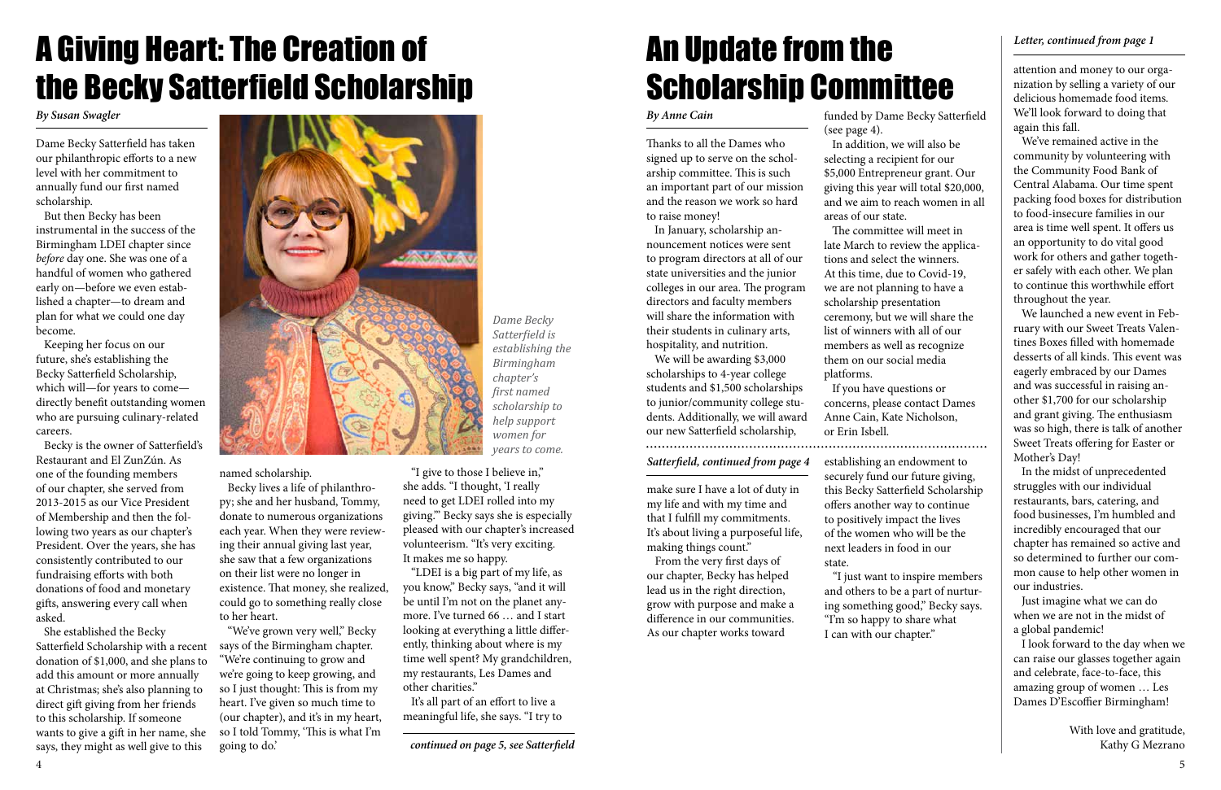# A Giving Heart: The Creation of the Becky Satterfield Scholarship

*By Susan Swagler*

Dame Becky Satterfield has taken our philanthropic efforts to a new level with her commitment to annually fund our first named scholarship.

But then Becky has been instrumental in the success of the Birmingham LDEI chapter since *before* day one. She was one of a handful of women who gathered early on—before we even established a chapter—to dream and plan for what we could one day become.

Keeping her focus on our future, she's establishing the Becky Satterfield Scholarship, which will—for years to come—directly benefit outstanding women who are pursuing culinary-related careers.

Becky is the owner of Satterfield's Restaurant and El ZunZún. As one of the founding members of our chapter, she served from 2013-2015 as our Vice President of Membership and then the following two years as our chapter's President. Over the years, she has consistently contributed to our fundraising efforts with both donations of food and monetary gifts, answering every call when asked.

She established the Becky Satterfield Scholarship with a recent donation of $1,000, and she plans to add this amount or more annually at Christmas; she's also planning to direct gift giving from her friends to this scholarship. If someone wants to give a gift in her name, she says, they might as well give to this named scholarship.

*Dame Becky Satterfield is establishing the Birmingham chapter's first named scholarship to help support women for years to come.*

Becky lives a life of philanthropy; she and her husband, Tommy, donate to numerous organizations each year. When they were reviewing their annual giving last year, she saw that a few organizations on their list were no longer in existence. That money, she realized, could go to something really close to her heart.

"We've grown very well," Becky says of the Birmingham chapter. "We're continuing to grow and we're going to keep growing, and so I just thought: This is from my heart. I've given so much time to (our chapter), and it's in my heart, so I told Tommy, 'This is what I'm going to do.'

"I give to those I believe in," she adds. "I thought, 'I really need to get LDEI rolled into my giving.'" Becky says she is especially pleased with our chapter's increased volunteerism. "It's very exciting. It makes me so happy.

"LDEI is a big part of my life, as you know," Becky says, "and it will be until I'm not on the planet anymore. I've turned 66 … and I start looking at everything a little differently, thinking about where is my time well spent? My grandchildren, my restaurants, Les Dames and other charities."

It's all part of an effort to live a meaningful life, she says. "I try to

***continued on page 5, see Satterfield***

# An Update from the Scholarship Committee

*By Anne Cain*

Thanks to all the Dames who signed up to serve on the scholarship committee. This is such an important part of our mission and the reason we work so hard to raise money!

In January, scholarship announcement notices were sent to program directors at all of our state universities and the junior colleges in our area. The program directors and faculty members will share the information with their students in culinary arts, hospitality, and nutrition.

We will be awarding $3,000 scholarships to 4-year college students and $1,500 scholarships to junior/community college students. Additionally, we will award our new Satterfield scholarship, funded by Dame Becky Satterfield (see page 4).

In addition, we will also be selecting a recipient for our $5,000 Entrepreneur grant. Our giving this year will total $20,000, and we aim to reach women in all areas of our state.

The committee will meet in late March to review the applications and select the winners. At this time, due to Covid-19, we are not planning to have a scholarship presentation ceremony, but we will share the list of winners with all of our members as well as recognize them on our social media platforms.

If you have questions or concerns, please contact Dames Anne Cain, Kate Nicholson, or Erin Isbell.

***Satterfield, continued from page 4***

make sure I have a lot of duty in my life and with my time and that I fulfill my commitments. It's about living a purposeful life, making things count."

From the very first days of our chapter, Becky has helped lead us in the right direction, grow with purpose and make a difference in our communities. As our chapter works toward establishing an endowment to securely fund our future giving, this Becky Satterfield Scholarship offers another way to continue to positively impact the lives of the women who will be the next leaders in food in our state.

"I just want to inspire members and others to be a part of nurturing something good," Becky says. "I'm so happy to share what I can with our chapter."

***Letter, continued from page 1***

attention and money to our organization by selling a variety of our delicious homemade food items. We'll look forward to doing that again this fall.

We've remained active in the community by volunteering with the Community Food Bank of Central Alabama. Our time spent packing food boxes for distribution to food-insecure families in our area is time well spent. It offers us an opportunity to do vital good work for others and gather together safely with each other. We plan to continue this worthwhile effort throughout the year.

We launched a new event in February with our Sweet Treats Valentines Boxes filled with homemade desserts of all kinds. This event was eagerly embraced by our Dames and was successful in raising another $1,700 for our scholarship and grant giving. The enthusiasm was so high, there is talk of another Sweet Treats offering for Easter or Mother's Day!

In the midst of unprecedented struggles with our individual restaurants, bars, catering, and food businesses, I'm humbled and incredibly encouraged that our chapter has remained so active and so determined to further our common cause to help other women in our industries.

Just imagine what we can do when we are not in the midst of a global pandemic!

I look forward to the day when we can raise our glasses together again and celebrate, face-to-face, this amazing group of women … Les Dames D'Escoffier Birmingham!

With love and gratitude,
Kathy G Mezrano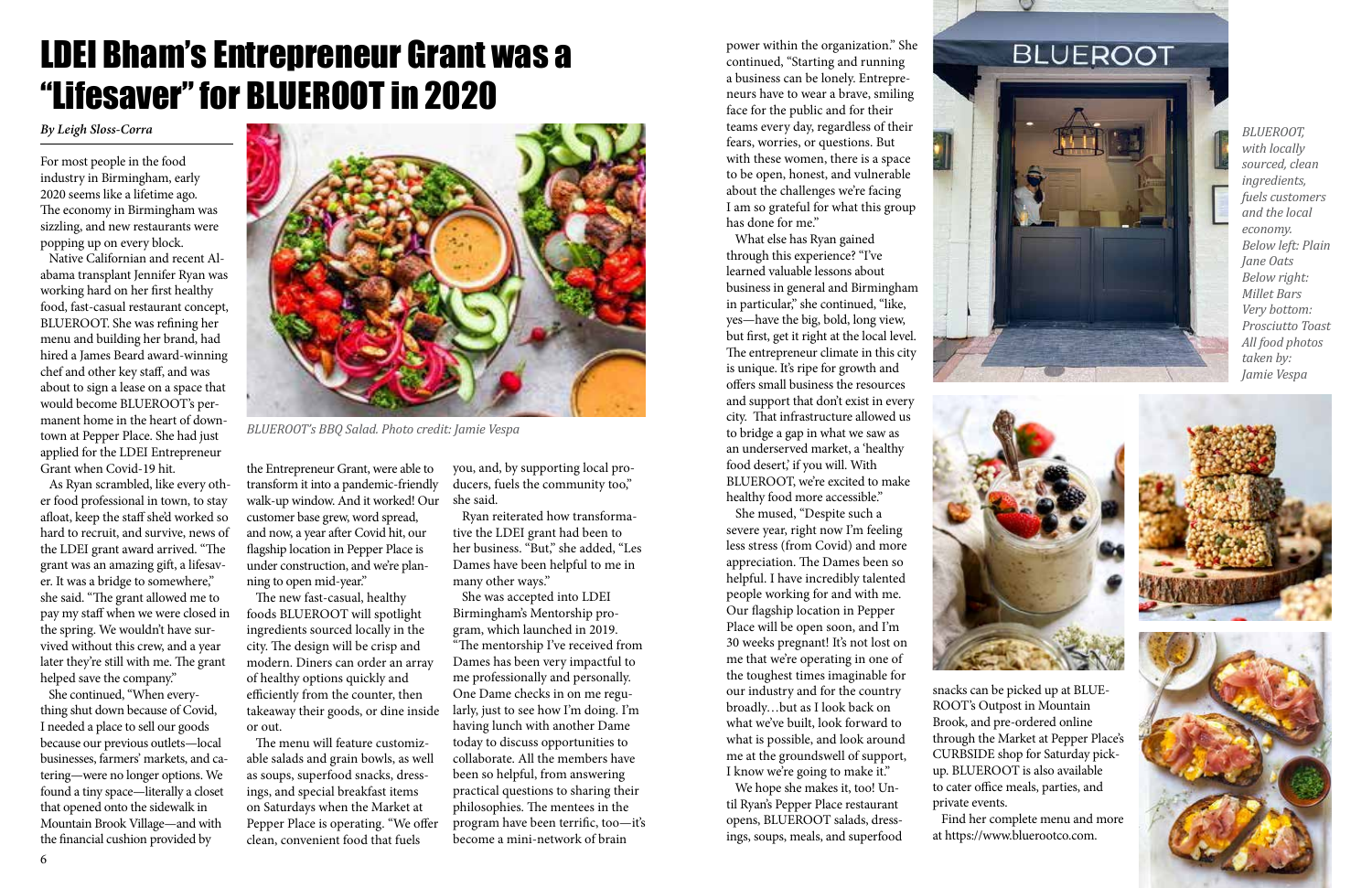# LDEI Bham's Entrepreneur Grant was a "Lifesaver" for BLUEROOT in 2020

*By Leigh Sloss-Corra*

For most people in the food industry in Birmingham, early 2020 seems like a lifetime ago. The economy in Birmingham was sizzling, and new restaurants were popping up on every block.

Native Californian and recent Alabama transplant Jennifer Ryan was working hard on her first healthy food, fast-casual restaurant concept, BLUEROOT. She was refining her menu and building her brand, had hired a James Beard award-winning chef and other key staff, and was about to sign a lease on a space that would become BLUEROOT's permanent home in the heart of downtown at Pepper Place. She had just applied for the LDEI Entrepreneur Grant when Covid-19 hit.

As Ryan scrambled, like every other food professional in town, to stay afloat, keep the staff she'd worked so hard to recruit, and survive, news of the LDEI grant award arrived. "The grant was an amazing gift, a lifesaver. It was a bridge to somewhere," she said. "The grant allowed me to pay my staff when we were closed in the spring. We wouldn't have survived without this crew, and a year later they're still with me. The grant helped save the company."

*BLUEROOT's BBQ Salad. Photo credit: Jamie Vespa*

She continued, "When everything shut down because of Covid, I needed a place to sell our goods because our previous outlets—local businesses, farmers' markets, and catering—were no longer options. We found a tiny space—literally a closet that opened onto the sidewalk in Mountain Brook Village—and with the financial cushion provided by the Entrepreneur Grant, were able to transform it into a pandemic-friendly walk-up window. And it worked! Our customer base grew, word spread, and now, a year after Covid hit, our flagship location in Pepper Place is under construction, and we're planning to open mid-year."

The new fast-casual, healthy foods BLUEROOT will spotlight ingredients sourced locally in the city. The design will be crisp and modern. Diners can order an array of healthy options quickly and efficiently from the counter, then takeaway their goods, or dine inside or out.

The menu will feature customizable salads and grain bowls, as well as soups, superfood snacks, dressings, and special breakfast items on Saturdays when the Market at Pepper Place is operating. "We offer clean, convenient food that fuels you, and, by supporting local producers, fuels the community too," she said.

Ryan reiterated how transformative the LDEI grant had been to her business. "But," she added, "Les Dames have been helpful to me in many other ways."

She was accepted into LDEI Birmingham's Mentorship program, which launched in 2019. "The mentorship I've received from Dames has been very impactful to me professionally and personally. One Dame checks in on me regularly, just to see how I'm doing. I'm having lunch with another Dame today to discuss opportunities to collaborate. All the members have been so helpful, from answering practical questions to sharing their philosophies. The mentees in the program have been terrific, too—it's become a mini-network of brain power within the organization." She continued, "Starting and running a business can be lonely. Entrepreneurs have to wear a brave, smiling face for the public and for their teams every day, regardless of their fears, worries, or questions. But with these women, there is a space to be open, honest, and vulnerable about the challenges we're facing I am so grateful for what this group has done for me."

What else has Ryan gained through this experience? "I've learned valuable lessons about business in general and Birmingham in particular," she continued, "like, yes—have the big, bold, long view, but first, get it right at the local level. The entrepreneur climate in this city is unique. It's ripe for growth and offers small business the resources and support that don't exist in every city. That infrastructure allowed us to bridge a gap in what we saw as an underserved market, a 'healthy food desert,' if you will. With BLUEROOT, we're excited to make healthy food more accessible."

She mused, "Despite such a severe year, right now I'm feeling less stress (from Covid) and more appreciation. The Dames been so helpful. I have incredibly talented people working for and with me. Our flagship location in Pepper Place will be open soon, and I'm 30 weeks pregnant! It's not lost on me that we're operating in one of the toughest times imaginable for our industry and for the country broadly…but as I look back on what we've built, look forward to what is possible, and look around me at the groundswell of support, I know we're going to make it."

We hope she makes it, too! Until Ryan's Pepper Place restaurant opens, BLUEROOT salads, dressings, soups, meals, and superfood snacks can be picked up at BLUEROOT's Outpost in Mountain Brook, and pre-ordered online through the Market at Pepper Place's CURBSIDE shop for Saturday pickup. BLUEROOT is also available to cater office meals, parties, and private events.

Find her complete menu and more at https://www.bluerootco.com.

*BLUEROOT, with locally sourced, clean ingredients, fuels customers and the local economy.*
*Below left: Plain Jane Oats*
*Below right: Millet Bars*
*Very bottom: Prosciutto Toast*
*All food photos taken by: Jamie Vespa*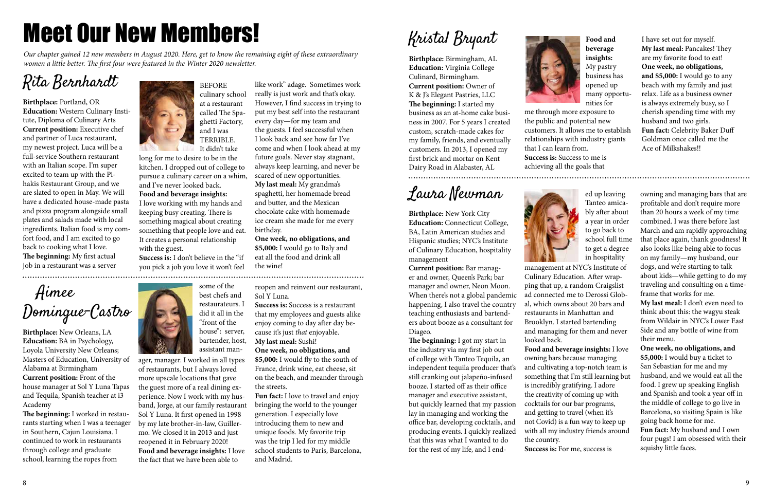# Meet Our New Members!

*Our chapter gained 12 new members in August 2020. Here, get to know the remaining eight of these extraordinary women a little better. The first four were featured in the Winter 2020 newsletter.*

## Rita Bernhardt

**Birthplace:** Portland, OR
**Education:** Western Culinary Institute, Diploma of Culinary Arts
**Current position:** Executive chef and partner of Luca restaurant, my newest project. Luca will be a full-service Southern restaurant with an Italian scope. I'm super excited to team up with the Pihakis Restaurant Group, and we are slated to open in May. We will have a dedicated house-made pasta and pizza program alongside small plates and salads made with local ingredients. Italian food is my comfort food, and I am excited to go back to cooking what I love.
**The beginning:** My first actual job in a restaurant was a server BEFORE culinary school at a restaurant called The Spaghetti Factory, and I was TERRIBLE. It didn't take long for me to desire to be in the kitchen. I dropped out of college to pursue a culinary career on a whim, and I've never looked back.
**Food and beverage insights:** I love working with my hands and keeping busy creating. There is something magical about creating something that people love and eat. It creates a personal relationship with the guest.
**Success is:** I don't believe in the "if you pick a job you love it won't feel like work" adage. Sometimes work really is just work and that's okay. However, I find success in trying to put my best self into the restaurant every day—for my team and the guests. I feel successful when I look back and see how far I've come and when I look ahead at my future goals. Never stay stagnant, always keep learning, and never be scared of new opportunities.
**My last meal:** My grandma's spaghetti, her homemade bread and butter, and the Mexican chocolate cake with homemade ice cream she made for me every birthday.
**One week, no obligations, and $5,000:** I would go to Italy and eat all the food and drink all the wine!

## Aimee Domingue-Castro

**Birthplace:** New Orleans, LA
**Education:** BA in Psychology, Loyola University New Orleans; Masters of Education, University of Alabama at Birmingham
**Current position:** Front of the house manager at Sol Y Luna Tapas and Tequila, Spanish teacher at i3 Academy
**The beginning:** I worked in restaurants starting when I was a teenager in Southern, Cajun Louisiana. I continued to work in restaurants through college and graduate school, learning the ropes from some of the best chefs and restaurateurs. I did it all in the "front of the house": server, bartender, host, assistant manager, manager. I worked in all types of restaurants, but I always loved more upscale locations that gave the guest more of a real dining experience. Now I work with my husband, Jorge, at our family restaurant Sol Y Luna. It first opened in 1998 by my late brother-in-law, Guillermo. We closed it in 2013 and just reopened it in February 2020!
**Food and beverage insights:** I love the fact that we have been able to reopen and reinvent our restaurant, Sol Y Luna.
**Success is:** Success is a restaurant that my employees and guests alike enjoy coming to day after day because it's just *that* enjoyable.
**My last meal:** Sushi!
**One week, no obligations, and $5,000:** I would fly to the south of France, drink wine, eat cheese, sit on the beach, and meander through the streets.
**Fun fact:** I love to travel and enjoy bringing the world to the younger generation. I especially love introducing them to new and unique foods. My favorite trip was the trip I led for my middle school students to Paris, Barcelona, and Madrid.

## Kristal Bryant

**Birthplace:** Birmingham, AL
**Education:** Virginia College Culinard, Birmingham.
**Current position:** Owner of K & J's Elegant Pastries, LLC
**The beginning:** I started my business as an at-home cake business in 2007. For 5 years I created custom, scratch-made cakes for my family, friends, and eventually customers. In 2013, I opened my first brick and mortar on Kent Dairy Road in Alabaster, AL
**Food and beverage insights:** My pastry business has opened up many opportunities for me through more exposure to the public and potential new customers. It allows me to establish relationships with industry giants that I can learn from.
**Success is:** Success to me is achieving all the goals that I have set out for myself.
**My last meal:** Pancakes! They are my favorite food to eat!
**One week, no obligations, and $5,000:** I would go to any beach with my family and just relax. Life as a business owner is always extremely busy, so I cherish spending time with my husband and two girls.
**Fun fact:** Celebrity Baker Duff Goldman once called me the Ace of Milkshakes!!

## Laura Newman

**Birthplace:** New York City
**Education:** Connecticut College, BA, Latin American studies and Hispanic studies; NYC's Institute of Culinary Education, hospitality management
**Current position:** Bar manager and owner, Queen's Park; bar manager and owner, Neon Moon. When there's not a global pandemic happening, I also travel the country teaching enthusiasts and bartenders about booze as a consultant for Diageo.
**The beginning:** I got my start in the industry via my first job out of college with Tanteo Tequila, an independent tequila producer that's still cranking out jalapeño-infused booze. I started off as their office manager and executive assistant, but quickly learned that my passion lay in managing and working the office bar, developing cocktails, and producing events. I quickly realized that this was what I wanted to do for the rest of my life, and I ended up leaving Tanteo amicably after about a year in order to go back to school full time to get a degree in hospitality management at NYC's Institute of Culinary Education. After wrapping that up, a random Craigslist ad connected me to Derossi Global, which owns about 20 bars and restaurants in Manhattan and Brooklyn. I started bartending and managing for them and never looked back.
**Food and beverage insights:** I love owning bars because managing and cultivating a top-notch team is something that I'm still learning but is incredibly gratifying. I adore the creativity of coming up with cocktails for our bar programs, and getting to travel (when it's not Covid) is a fun way to keep up with all my industry friends around the country.
**Success is:** For me, success is owning and managing bars that are profitable and don't require more than 20 hours a week of my time combined. I was there before last March and am rapidly approaching that place again, thank goodness! It also looks like being able to focus on my family—my husband, our dogs, and we're starting to talk about kids—while getting to do my traveling and consulting on a timeframe that works for me.
**My last meal:** I don't even need to think about this: the wagyu steak from Wildair in NYC's Lower East Side and any bottle of wine from their menu.
**One week, no obligations, and $5,000:** I would buy a ticket to San Sebastian for me and my husband, and we would eat all the food. I grew up speaking English and Spanish and took a year off in the middle of college to go live in Barcelona, so visiting Spain is like going back home for me.
**Fun fact:** My husband and I own four pugs! I am obsessed with their squishy little faces.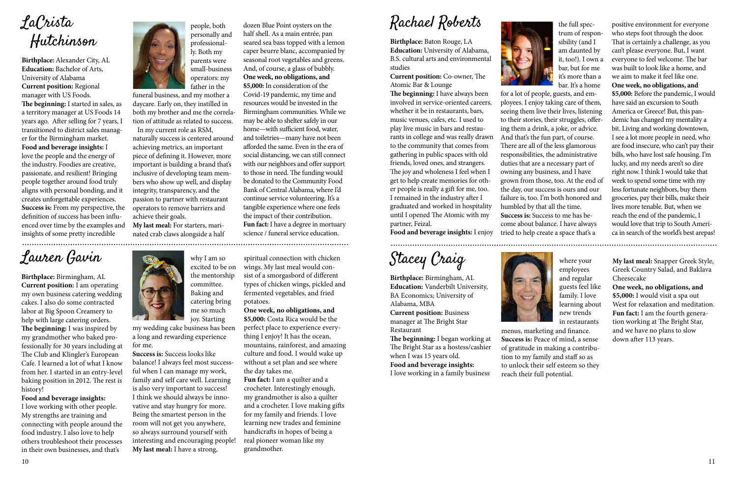# LaCrista Hutchinson

**Birthplace:** Alexander City, AL
**Education:** Bachelor of Arts, University of Alabama
**Current position:** Regional manager with US Foods.
**The beginning:** I started in sales, as a territory manager at US Foods 14 years ago. After selling for 7 years, I transitioned to district sales manager for the Birmingham market.
**Food and beverage insights:** I love the people and the energy of the industry. Foodies are creative, passionate, and resilient! Bringing people together around food truly aligns with personal bonding, and it creates unforgettable experiences.
**Success is:** From my perspective, the definition of success has been influenced over time by the examples and insights of some pretty incredible people, both personally and professionally. Both my parents were small-business operators: my father in the funeral business, and my mother a daycare. Early on, they instilled in both my brother and me the correlation of attitude as related to success.

In my current role as RSM, naturally success is centered around achieving metrics, an important piece of defining it. However, more important is building a brand that's inclusive of developing team members who show up well, and display integrity, transparency, and the passion to partner with restaurant operators to remove barriers and achieve their goals.
**My last meal:** For starters, marinated crab claws alongside a half dozen Blue Point oysters on the half shell. As a main entrée, pan seared sea bass topped with a lemon caper beurre blanc, accompanied by seasonal root vegetables and greens. And, of course, a glass of bubbly.
**One week, no obligations, and $5,000:** In consideration of the Covid-19 pandemic, my time and resources would be invested in the Birmingham communities. While we may be able to shelter safely in our home—with sufficient food, water, and toiletries—many have not been afforded the same. Even in the era of social distancing, we can still connect with our neighbors and offer support to those in need. The funding would be donated to the Community Food Bank of Central Alabama, where I'd continue service volunteering. It's a tangible experience where one feels the impact of their contribution.
**Fun fact:** I have a degree in mortuary science / funeral service education.

# Lauren Gavin

**Birthplace:** Birmingham, AL
**Current position:** I am operating my own business catering wedding cakes. I also do some contracted labor at Big Spoon Creamery to help with large catering orders.
**The beginning:** I was inspired by my grandmother who baked professionally for 30 years including at The Club and Klingler's European Cafe. I learned a lot of what I know from her. I started in an entry-level baking position in 2012. The rest is history!
**Food and beverage insights:** I love working with other people. My strengths are training and connecting with people around the food industry. I also love to help others troubleshoot their processes in their own businesses, and that's why I am so excited to be on the mentorship committee. Baking and catering bring me so much joy. Starting my wedding cake business has been a long and rewarding experience for me.
**Success is:** Success looks like balance! I always feel most successful when I can manage my work, family and self care well. Learning is also very important to success! I think we should always be innovative and stay hungry for more. Being the smartest person in the room will not get you anywhere, so always surround yourself with interesting and encouraging people!
**My last meal:** I have a strong, spiritual connection with chicken wings. My last meal would consist of a smorgasbord of different types of chicken wings, pickled and fermented vegetables, and fried potatoes.
**One week, no obligations, and $5,000:** Costa Rica would be the perfect place to experience everything I enjoy! It has the ocean, mountains, rainforest, and amazing culture and food. I would wake up without a set plan and see where the day takes me.
**Fun fact:** I am a quilter and a crocheter. Interestingly enough, my grandmother is also a quilter and a crocheter. I love making gifts for my family and friends. I love learning new trades and feminine handicrafts in hopes of being a real pioneer woman like my grandmother.

# Rachael Roberts

**Birthplace:** Baton Rouge, LA
**Education:** University of Alabama, B.S. cultural arts and environmental studies
**Current position:** Co-owner, The Atomic Bar & Lounge
**The beginning:** I have always been involved in service-oriented careers, whether it be in restaurants, bars, music venues, cafes, etc. I used to play live music in bars and restaurants in college and was really drawn to the community that comes from gathering in public spaces with old friends, loved ones, and strangers. The joy and wholeness I feel when I get to help create memories for other people is really a gift for me, too. I remained in the industry after I graduated and worked in hospitality until I opened The Atomic with my partner, Feizal.
**Food and beverage insights:** I enjoy the full spectrum of responsibility (and I am daunted by it, too!). I own a bar, but for me it's more than a bar. It's a home for a lot of people, guests, and employees. I enjoy taking care of them, seeing them live their lives, listening to their stories, their struggles, offering them a drink, a joke, or advice. And that's the fun part, of course. There are all of the less glamorous responsibilities, the administrative duties that are a necessary part of owning any business, and I have grown from those, too. At the end of the day, our success is ours and our failure is, too. I'm both honored and humbled by that all the time.
**Success is:** Success to me has become about balance. I have always tried to help create a space that's a positive environment for everyone who steps foot through the door. That is certainly a challenge, as you can't please everyone. But, I want everyone to feel welcome. The bar was built to look like a home, and we aim to make it feel like one.
**One week, no obligations, and $5,000:** Before the pandemic, I would have said an excursion to South America or Greece! But, this pandemic has changed my mentality a bit. Living and working downtown, I see a lot more people in need, who are food insecure, who can't pay their bills, who have lost safe housing. I'm lucky, and my needs aren't so dire right now. I think I would take that week to spend some time with my less fortunate neighbors, buy them groceries, pay their bills, make their lives more tenable. But, when we reach the end of the pandemic, I would love that trip to South America in search of the world's best arepas!

# Stacey Craig

**Birthplace:** Birmingham, AL
**Education:** Vanderbilt University, BA Economics; University of Alabama, MBA
**Current position:** Business manager at The Bright Star Restaurant
**The beginning:** I began working at The Bright Star as a hostess/cashier when I was 15 years old.
**Food and beverage insights:** I love working in a family business where your employees and regular guests feel like family. I love learning about new trends in restaurants menus, marketing and finance.
**Success is:** Peace of mind, a sense of gratitude in making a contribution to my family and staff so as to unlock their self esteem so they reach their full potential.
**My last meal:** Snapper Greek Style, Greek Country Salad, and Baklava Cheesecake
**One week, no obligations, and $5,000:** I would visit a spa out West for relaxation and meditation.
**Fun fact:** I am the fourth generation working at The Bright Star, and we have no plans to slow down after 113 years.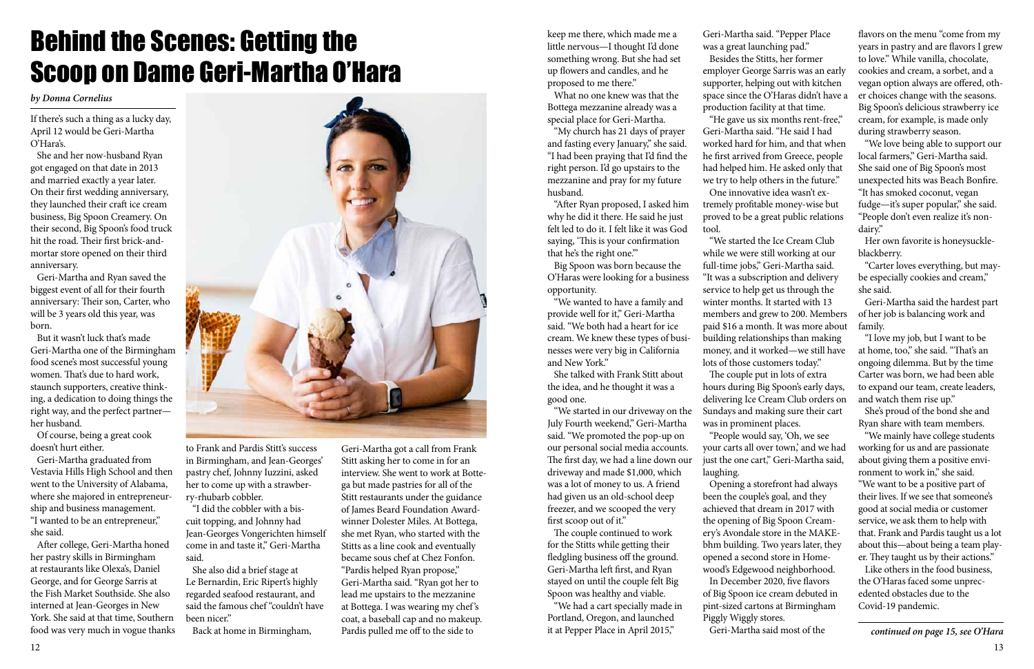# Behind the Scenes: Getting the Scoop on Dame Geri-Martha O'Hara

*by Donna Cornelius*

If there's such a thing as a lucky day, April 12 would be Geri-Martha O'Hara's.

She and her now-husband Ryan got engaged on that date in 2013 and married exactly a year later. On their first wedding anniversary, they launched their craft ice cream business, Big Spoon Creamery. On their second, Big Spoon's food truck hit the road. Their first brick-and-mortar store opened on their third anniversary.

Geri-Martha and Ryan saved the biggest event of all for their fourth anniversary: Their son, Carter, who will be 3 years old this year, was born.

But it wasn't luck that's made Geri-Martha one of the Birmingham food scene's most successful young women. That's due to hard work, staunch supporters, creative thinking, a dedication to doing things the right way, and the perfect partner—her husband.

Of course, being a great cook doesn't hurt either.

Geri-Martha graduated from Vestavia Hills High School and then went to the University of Alabama, where she majored in entrepreneurship and business management. "I wanted to be an entrepreneur," she said.

After college, Geri-Martha honed her pastry skills in Birmingham at restaurants like Olexa's, Daniel George, and for George Sarris at the Fish Market Southside. She also interned at Jean-Georges in New York. She said at that time, Southern food was very much in vogue thanks to Frank and Pardis Stitt's success in Birmingham, and Jean-Georges' pastry chef, Johnny Iuzzini, asked her to come up with a strawberry-rhubarb cobbler.

"I did the cobbler with a biscuit topping, and Johnny had Jean-Georges Vongerichten himself come in and taste it," Geri-Martha said.

She also did a brief stage at Le Bernardin, Eric Ripert's highly regarded seafood restaurant, and said the famous chef "couldn't have been nicer."

Back at home in Birmingham, Geri-Martha got a call from Frank Stitt asking her to come in for an interview. She went to work at Bottega but made pastries for all of the Stitt restaurants under the guidance of James Beard Foundation Award-winner Dolester Miles. At Bottega, she met Ryan, who started with the Stitts as a line cook and eventually became sous chef at Chez Fonfon.

"Pardis helped Ryan propose," Geri-Martha said. "Ryan got her to lead me upstairs to the mezzanine at Bottega. I was wearing my chef's coat, a baseball cap and no makeup. Pardis pulled me off to the side to keep me there, which made me a little nervous—I thought I'd done something wrong. But she had set up flowers and candles, and he proposed to me there."

What no one knew was that the Bottega mezzanine already was a special place for Geri-Martha.

"My church has 21 days of prayer and fasting every January," she said. "I had been praying that I'd find the right person. I'd go upstairs to the mezzanine and pray for my future husband.

"After Ryan proposed, I asked him why he did it there. He said he just felt led to do it. I felt like it was God saying, 'This is your confirmation that he's the right one.'"

Big Spoon was born because the O'Haras were looking for a business opportunity.

"We wanted to have a family and provide well for it," Geri-Martha said. "We both had a heart for ice cream. We knew these types of businesses were very big in California and New York."

She talked with Frank Stitt about the idea, and he thought it was a good one.

"We started in our driveway on the July Fourth weekend," Geri-Martha said. "We promoted the pop-up on our personal social media accounts. The first day, we had a line down our driveway and made $1,000, which was a lot of money to us. A friend had given us an old-school deep freezer, and we scooped the very first scoop out of it."

The couple continued to work for the Stitts while getting their fledgling business off the ground. Geri-Martha left first, and Ryan stayed on until the couple felt Big Spoon was healthy and viable.

"We had a cart specially made in Portland, Oregon, and launched it at Pepper Place in April 2015," Geri-Martha said. "Pepper Place was a great launching pad."

Besides the Stitts, her former employer George Sarris was an early supporter, helping out with kitchen space since the O'Haras didn't have a production facility at that time.

"He gave us six months rent-free," Geri-Martha said. "He said I had worked hard for him, and that when he first arrived from Greece, people had helped him. He asked only that we try to help others in the future."

One innovative idea wasn't extremely profitable money-wise but proved to be a great public relations tool.

"We started the Ice Cream Club while we were still working at our full-time jobs," Geri-Martha said. "It was a subscription and delivery service to help get us through the winter months. It started with 13 members and grew to 200. Members paid $16 a month. It was more about building relationships than making money, and it worked—we still have lots of those customers today."

The couple put in lots of extra hours during Big Spoon's early days, delivering Ice Cream Club orders on Sundays and making sure their cart was in prominent places.

"People would say, 'Oh, we see your carts all over town,' and we had just the one cart," Geri-Martha said, laughing.

Opening a storefront had always been the couple's goal, and they achieved that dream in 2017 with the opening of Big Spoon Creamery's Avondale store in the MAKEbhm building. Two years later, they opened a second store in Homewood's Edgewood neighborhood.

In December 2020, five flavors of Big Spoon ice cream debuted in pint-sized cartons at Birmingham Piggly Wiggly stores.

Geri-Martha said most of the flavors on the menu "come from my years in pastry and are flavors I grew to love." While vanilla, chocolate, cookies and cream, a sorbet, and a vegan option always are offered, other choices change with the seasons. Big Spoon's delicious strawberry ice cream, for example, is made only during strawberry season.

"We love being able to support our local farmers," Geri-Martha said. She said one of Big Spoon's most unexpected hits was Beach Bonfire. "It has smoked coconut, vegan fudge—it's super popular," she said. "People don't even realize it's non-dairy."

Her own favorite is honeysuckle-blackberry.

"Carter loves everything, but maybe especially cookies and cream," she said.

Geri-Martha said the hardest part of her job is balancing work and family.

"I love my job, but I want to be at home, too," she said. "That's an ongoing dilemma. But by the time Carter was born, we had been able to expand our team, create leaders, and watch them rise up."

She's proud of the bond she and Ryan share with team members.

"We mainly have college students working for us and are passionate about giving them a positive environment to work in," she said. "We want to be a positive part of their lives. If we see that someone's good at social media or customer service, we ask them to help with that. Frank and Pardis taught us a lot about this—about being a team player. They taught us by their actions."

Like others in the food business, the O'Haras faced some unprecedented obstacles due to the Covid-19 pandemic.

***continued on page 15, see O'Hara***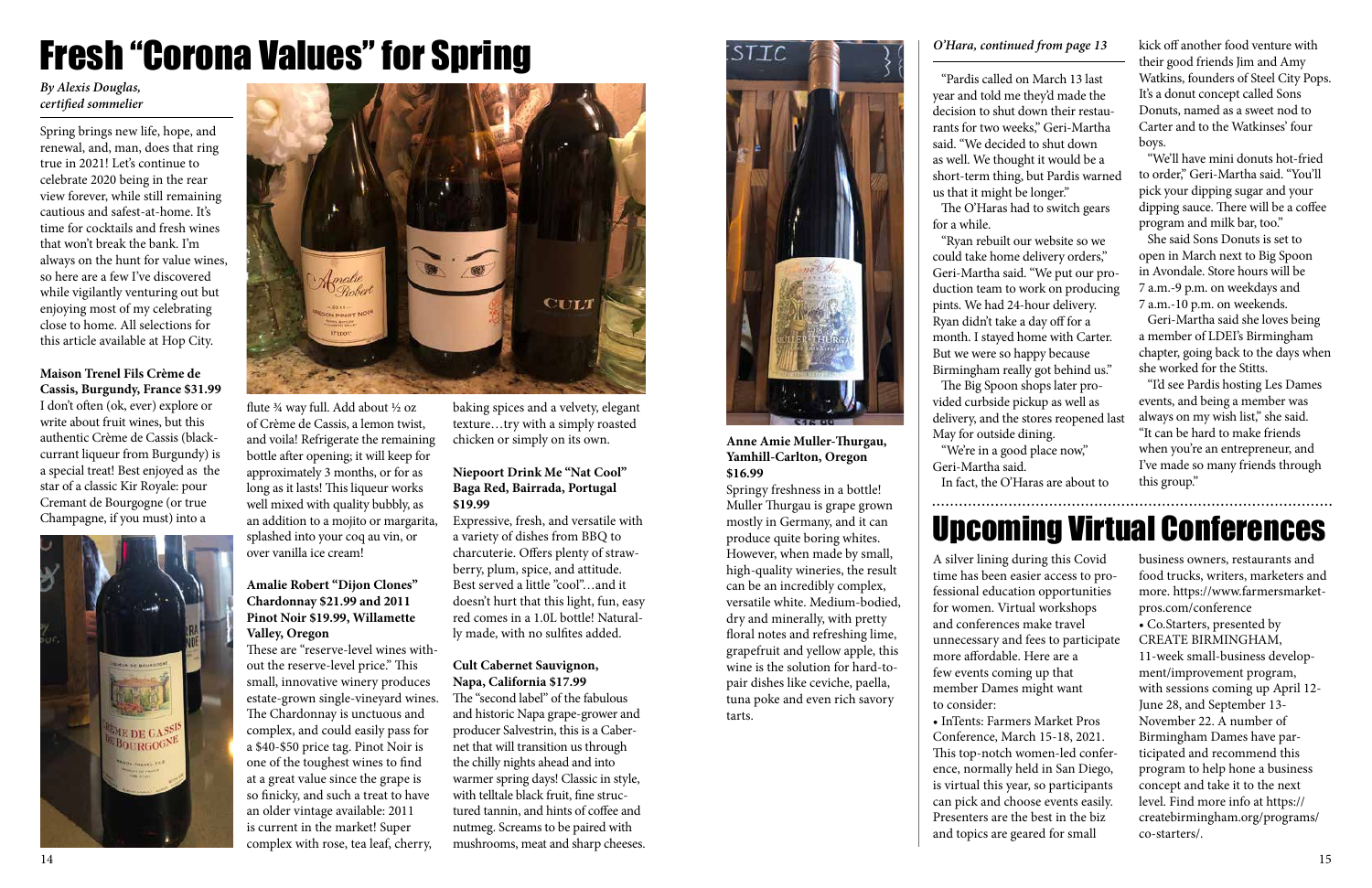# Fresh "Corona Values" for Spring

*By Alexis Douglas, certified sommelier*

Spring brings new life, hope, and renewal, and, man, does that ring true in 2021! Let's continue to celebrate 2020 being in the rear view forever, while still remaining cautious and safest-at-home. It's time for cocktails and fresh wines that won't break the bank. I'm always on the hunt for value wines, so here are a few I've discovered while vigilantly venturing out but enjoying most of my celebrating close to home. All selections for this article available at Hop City.

**Maison Trenel Fils Crème de Cassis, Burgundy, France $31.99**

I don't often (ok, ever) explore or write about fruit wines, but this authentic Crème de Cassis (blackcurrant liqueur from Burgundy) is a special treat! Best enjoyed as the star of a classic Kir Royale: pour Cremant de Bourgogne (or true Champagne, if you must) into a flute ¾ way full. Add about ½ oz of Crème de Cassis, a lemon twist, and voila! Refrigerate the remaining bottle after opening; it will keep for approximately 3 months, or for as long as it lasts! This liqueur works well mixed with quality bubbly, as an addition to a mojito or margarita, splashed into your coq au vin, or over vanilla ice cream!

**Amalie Robert "Dijon Clones" Chardonnay $21.99 and 2011 Pinot Noir $19.99, Willamette Valley, Oregon**

These are "reserve-level wines without the reserve-level price." This small, innovative winery produces estate-grown single-vineyard wines. The Chardonnay is unctuous and complex, and could easily pass for a $40-$50 price tag. Pinot Noir is one of the toughest wines to find at a great value since the grape is so finicky, and such a treat to have an older vintage available: 2011 is current in the market! Super complex with rose, tea leaf, cherry, baking spices and a velvety, elegant texture…try with a simply roasted chicken or simply on its own.

**Niepoort Drink Me "Nat Cool" Baga Red, Bairrada, Portugal $19.99**

Expressive, fresh, and versatile with a variety of dishes from BBQ to charcuterie. Offers plenty of strawberry, plum, spice, and attitude. Best served a little "cool"…and it doesn't hurt that this light, fun, easy red comes in a 1.0L bottle! Naturally made, with no sulfites added.

**Cult Cabernet Sauvignon, Napa, California $17.99**

The "second label" of the fabulous and historic Napa grape-grower and producer Salvestrin, this is a Cabernet that will transition us through the chilly nights ahead and into warmer spring days! Classic in style, with telltale black fruit, fine structured tannin, and hints of coffee and nutmeg. Screams to be paired with mushrooms, meat and sharp cheeses.

**Anne Amie Muller-Thurgau, Yamhill-Carlton, Oregon $16.99**

Springy freshness in a bottle! Muller Thurgau is grape grown mostly in Germany, and it can produce quite boring whites. However, when made by small, high-quality wineries, the result can be an incredibly complex, versatile white. Medium-bodied, dry and minerally, with pretty floral notes and refreshing lime, grapefruit and yellow apple, this wine is the solution for hard-to-pair dishes like ceviche, paella, tuna poke and even rich savory tarts.

*O'Hara, continued from page 13*

"Pardis called on March 13 last year and told me they'd made the decision to shut down their restaurants for two weeks," Geri-Martha said. "We decided to shut down as well. We thought it would be a short-term thing, but Pardis warned us that it might be longer."

The O'Haras had to switch gears for a while.

"Ryan rebuilt our website so we could take home delivery orders," Geri-Martha said. "We put our production team to work on producing pints. We had 24-hour delivery. Ryan didn't take a day off for a month. I stayed home with Carter. But we were so happy because Birmingham really got behind us."

The Big Spoon shops later provided curbside pickup as well as delivery, and the stores reopened last May for outside dining.

"We're in a good place now," Geri-Martha said.

In fact, the O'Haras are about to kick off another food venture with their good friends Jim and Amy Watkins, founders of Steel City Pops. It's a donut concept called Sons Donuts, named as a sweet nod to Carter and to the Watkinses' four boys.

"We'll have mini donuts hot-fried to order," Geri-Martha said. "You'll pick your dipping sugar and your dipping sauce. There will be a coffee program and milk bar, too."

She said Sons Donuts is set to open in March next to Big Spoon in Avondale. Store hours will be 7 a.m.-9 p.m. on weekdays and 7 a.m.-10 p.m. on weekends.

Geri-Martha said she loves being a member of LDEI's Birmingham chapter, going back to the days when she worked for the Stitts.

"I'd see Pardis hosting Les Dames events, and being a member was always on my wish list," she said. "It can be hard to make friends when you're an entrepreneur, and I've made so many friends through this group."

# Upcoming Virtual Conferences

A silver lining during this Covid time has been easier access to professional education opportunities for women. Virtual workshops and conferences make travel unnecessary and fees to participate more affordable. Here are a few events coming up that member Dames might want to consider:

- InTents: Farmers Market Pros Conference, March 15-18, 2021. This top-notch women-led conference, normally held in San Diego, is virtual this year, so participants can pick and choose events easily. Presenters are the best in the biz and topics are geared for small business owners, restaurants and food trucks, writers, marketers and more. https://www.farmersmarketpros.com/conference
- Co.Starters, presented by CREATE BIRMINGHAM, 11-week small-business development/improvement program, with sessions coming up April 12-June 28, and September 13-November 22. A number of Birmingham Dames have participated and recommend this program to help hone a business concept and take it to the next level. Find more info at https://createbirmingham.org/programs/co-starters/.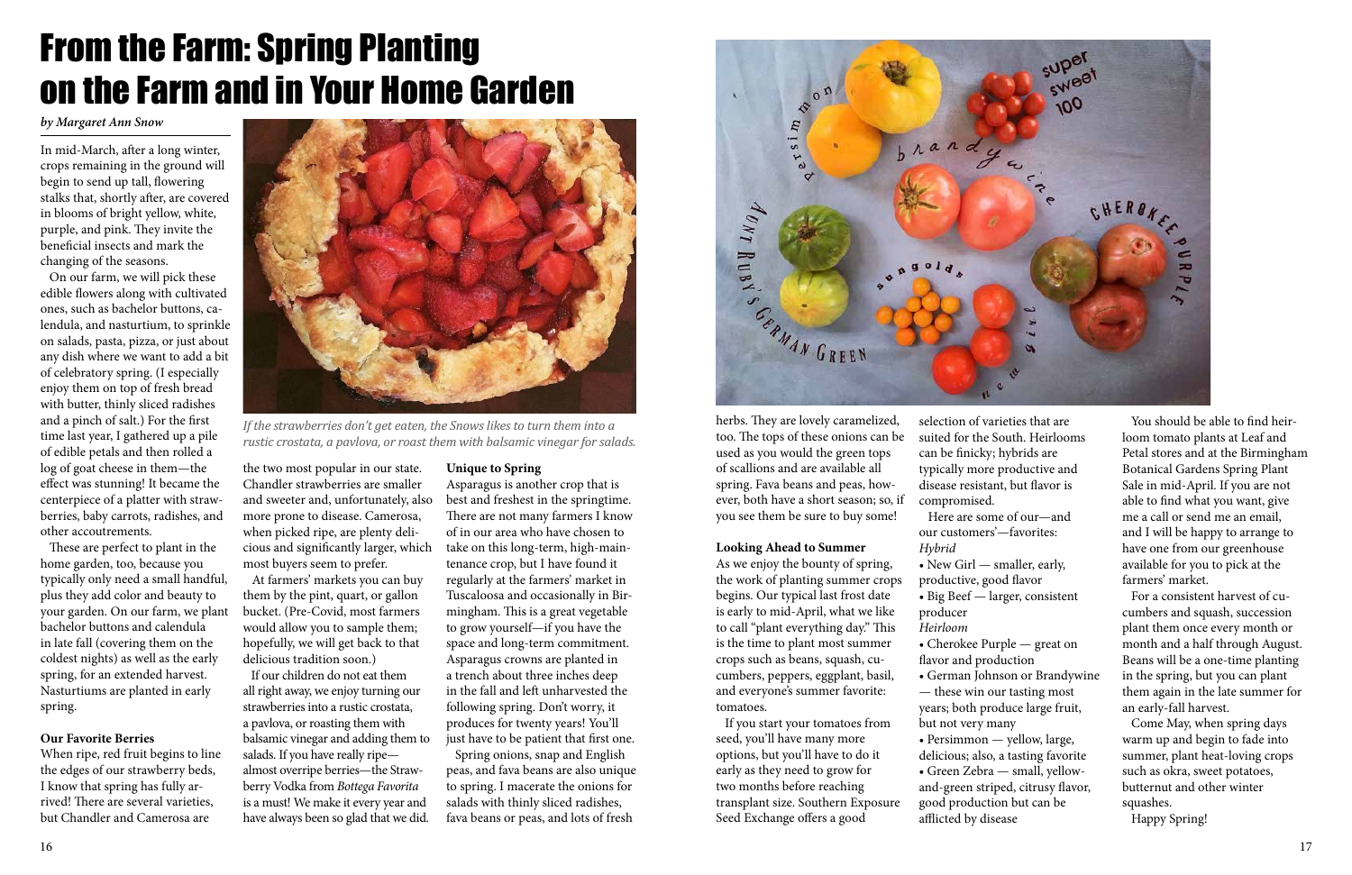# From the Farm: Spring Planting on the Farm and in Your Home Garden

*by Margaret Ann Snow*

In mid-March, after a long winter, crops remaining in the ground will begin to send up tall, flowering stalks that, shortly after, are covered in blooms of bright yellow, white, purple, and pink. They invite the beneficial insects and mark the changing of the seasons.

On our farm, we will pick these edible flowers along with cultivated ones, such as bachelor buttons, calendula, and nasturtium, to sprinkle on salads, pasta, pizza, or just about any dish where we want to add a bit of celebratory spring. (I especially enjoy them on top of fresh bread with butter, thinly sliced radishes and a pinch of salt.) For the first time last year, I gathered up a pile of edible petals and then rolled a log of goat cheese in them—the effect was stunning! It became the centerpiece of a platter with strawberries, baby carrots, radishes, and other accoutrements.

These are perfect to plant in the home garden, too, because you typically only need a small handful, plus they add color and beauty to your garden. On our farm, we plant bachelor buttons and calendula in late fall (covering them on the coldest nights) as well as the early spring, for an extended harvest. Nasturtiums are planted in early spring.

*If the strawberries don't get eaten, the Snows likes to turn them into a rustic crostata, a pavlova, or roast them with balsamic vinegar for salads.*

**Our Favorite Berries**

When ripe, red fruit begins to line the edges of our strawberry beds, I know that spring has fully arrived! There are several varieties, but Chandler and Camerosa are the two most popular in our state. Chandler strawberries are smaller and sweeter and, unfortunately, also more prone to disease. Camerosa, when picked ripe, are plenty delicious and significantly larger, which most buyers seem to prefer.

At farmers' markets you can buy them by the pint, quart, or gallon bucket. (Pre-Covid, most farmers would allow you to sample them; hopefully, we will get back to that delicious tradition soon.)

If our children do not eat them all right away, we enjoy turning our strawberries into a rustic crostata, a pavlova, or roasting them with balsamic vinegar and adding them to salads. If you have really ripe—almost overripe berries—the Strawberry Vodka from *Bottega Favorita* is a must! We make it every year and have always been so glad that we did.

**Unique to Spring**

Asparagus is another crop that is best and freshest in the springtime. There are not many farmers I know of in our area who have chosen to take on this long-term, high-maintenance crop, but I have found it regularly at the farmers' market in Tuscaloosa and occasionally in Birmingham. This is a great vegetable to grow yourself—if you have the space and long-term commitment. Asparagus crowns are planted in a trench about three inches deep in the fall and left unharvested the following spring. Don't worry, it produces for twenty years! You'll just have to be patient that first one.

Spring onions, snap and English peas, and fava beans are also unique to spring. I macerate the onions for salads with thinly sliced radishes, fava beans or peas, and lots of fresh herbs. They are lovely caramelized, too. The tops of these onions can be used as you would the green tops of scallions and are available all spring. Fava beans and peas, however, both have a short season; so, if you see them be sure to buy some!

**Looking Ahead to Summer**

As we enjoy the bounty of spring, the work of planting summer crops begins. Our typical last frost date is early to mid-April, what we like to call "plant everything day." This is the time to plant most summer crops such as beans, squash, cucumbers, peppers, eggplant, basil, and everyone's summer favorite: tomatoes.

If you start your tomatoes from seed, you'll have many more options, but you'll have to do it early as they need to grow for two months before reaching transplant size. Southern Exposure Seed Exchange offers a good selection of varieties that are suited for the South. Heirlooms can be finicky; hybrids are typically more productive and disease resistant, but flavor is compromised.

Here are some of our—and our customers'—favorites:

*Hybrid*

- New Girl — smaller, early, productive, good flavor
- Big Beef — larger, consistent producer

*Heirloom*

- Cherokee Purple — great on flavor and production
- German Johnson or Brandywine — these win our tasting most years; both produce large fruit, but not very many
- Persimmon — yellow, large, delicious; also, a tasting favorite
- Green Zebra — small, yellow-and-green striped, citrusy flavor, good production but can be afflicted by disease

You should be able to find heirloom tomato plants at Leaf and Petal stores and at the Birmingham Botanical Gardens Spring Plant Sale in mid-April. If you are not able to find what you want, give me a call or send me an email, and I will be happy to arrange to have one from our greenhouse available for you to pick at the farmers' market.

For a consistent harvest of cucumbers and squash, succession plant them once every month or month and a half through August. Beans will be a one-time planting in the spring, but you can plant them again in the late summer for an early-fall harvest.

Come May, when spring days warm up and begin to fade into summer, plant heat-loving crops such as okra, sweet potatoes, butternut and other winter squashes.

Happy Spring!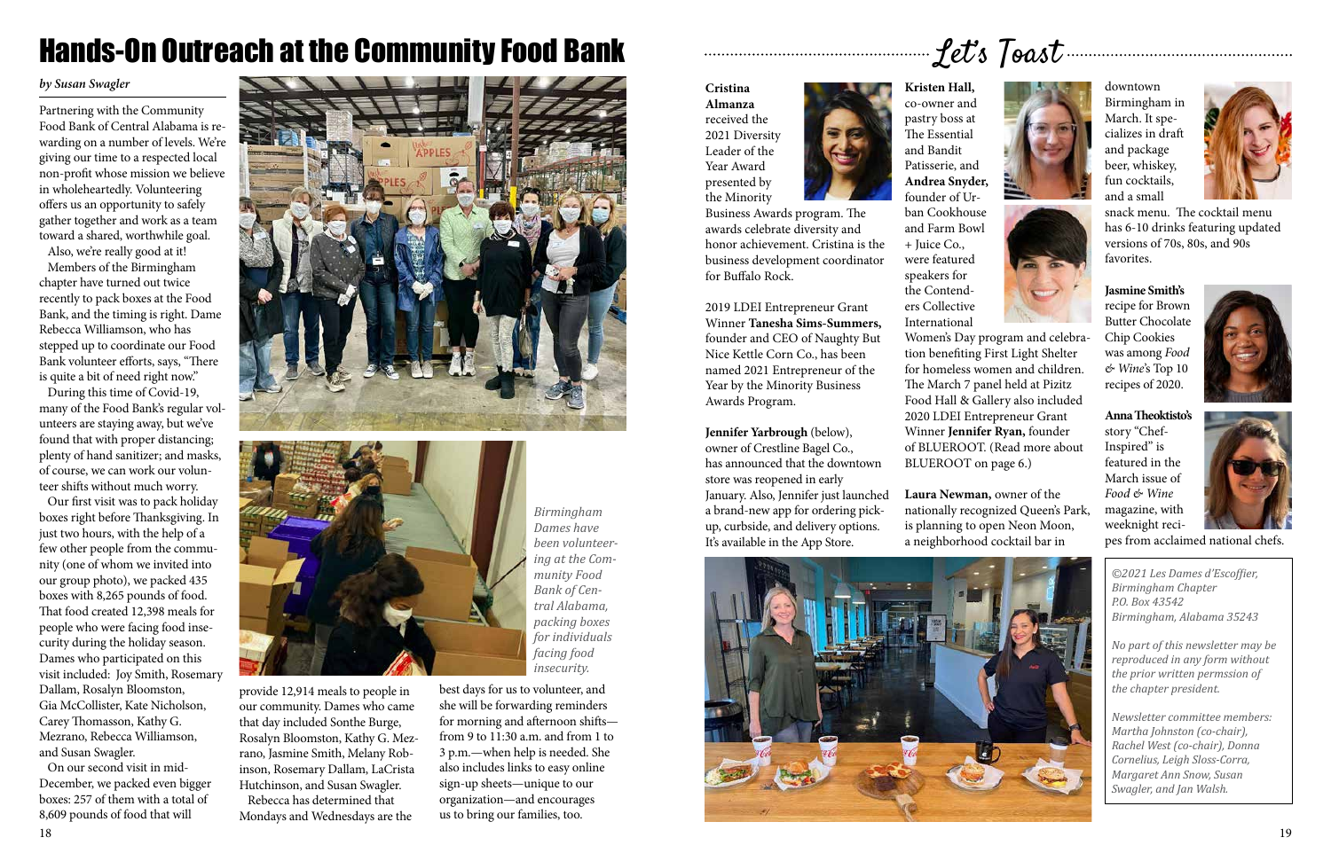# Hands-On Outreach at the Community Food Bank

*by Susan Swagler*

Partnering with the Community Food Bank of Central Alabama is rewarding on a number of levels. We're giving our time to a respected local non-profit whose mission we believe in wholeheartedly. Volunteering offers us an opportunity to safely gather together and work as a team toward a shared, worthwhile goal.

Also, we're really good at it!

Members of the Birmingham chapter have turned out twice recently to pack boxes at the Food Bank, and the timing is right. Dame Rebecca Williamson, who has stepped up to coordinate our Food Bank volunteer efforts, says, "There is quite a bit of need right now."

During this time of Covid-19, many of the Food Bank's regular volunteers are staying away, but we've found that with proper distancing; plenty of hand sanitizer; and masks, of course, we can work our volunteer shifts without much worry.

Our first visit was to pack holiday boxes right before Thanksgiving. In just two hours, with the help of a few other people from the community (one of whom we invited into our group photo), we packed 435 boxes with 8,265 pounds of food. That food created 12,398 meals for people who were facing food insecurity during the holiday season. Dames who participated on this visit included: Joy Smith, Rosemary Dallam, Rosalyn Bloomston, Gia McCollister, Kate Nicholson, Carey Thomasson, Kathy G. Mezrano, Rebecca Williamson, and Susan Swagler.

On our second visit in mid-December, we packed even bigger boxes: 257 of them with a total of 8,609 pounds of food that will provide 12,914 meals to people in our community. Dames who came that day included Sonthe Burge, Rosalyn Bloomston, Kathy G. Mezrano, Jasmine Smith, Melany Robinson, Rosemary Dallam, LaCrista Hutchinson, and Susan Swagler.

Rebecca has determined that Mondays and Wednesdays are the best days for us to volunteer, and she will be forwarding reminders for morning and afternoon shifts—from 9 to 11:30 a.m. and from 1 to 3 p.m.—when help is needed. She also includes links to easy online sign-up sheets—unique to our organization—and encourages us to bring our families, too.

*Birmingham Dames have been volunteering at the Community Food Bank of Central Alabama, packing boxes for individuals facing food insecurity.*

# Let's Toast

**Cristina Almanza** received the 2021 Diversity Leader of the Year Award presented by the Minority Business Awards program. The awards celebrate diversity and honor achievement. Cristina is the business development coordinator for Buffalo Rock.

2019 LDEI Entrepreneur Grant Winner **Tanesha Sims-Summers,** founder and CEO of Naughty But Nice Kettle Corn Co., has been named 2021 Entrepreneur of the Year by the Minority Business Awards Program.

**Jennifer Yarbrough** (below), owner of Crestline Bagel Co., has announced that the downtown store was reopened in early January. Also, Jennifer just launched a brand-new app for ordering pick-up, curbside, and delivery options. It's available in the App Store.

**Kristen Hall,** co-owner and pastry boss at The Essential and Bandit Patisserie, and **Andrea Snyder,** founder of Urban Cookhouse and Farm Bowl + Juice Co., were featured speakers for the Contenders Collective International Women's Day program and celebration benefiting First Light Shelter for homeless women and children. The March 7 panel held at Pizitz Food Hall & Gallery also included 2020 LDEI Entrepreneur Grant Winner **Jennifer Ryan,** founder of BLUEROOT. (Read more about BLUEROOT on page 6.)

**Laura Newman,** owner of the nationally recognized Queen's Park, is planning to open Neon Moon, a neighborhood cocktail bar in downtown Birmingham in March. It specializes in draft and package beer, whiskey, fun cocktails, and a small snack menu. The cocktail menu has 6-10 drinks featuring updated versions of 70s, 80s, and 90s favorites.

**Jasmine Smith's** recipe for Brown Butter Chocolate Chip Cookies was among *Food & Wine*'s Top 10 recipes of 2020.

**Anna Theoktisto's** story "Chef-Inspired" is featured in the March issue of *Food & Wine* magazine, with weeknight recipes from acclaimed national chefs.

*©2021 Les Dames d'Escoffier, Birmingham Chapter*
*P.O. Box 43542*
*Birmingham, Alabama 35243*

*No part of this newsletter may be reproduced in any form without the prior written permssion of the chapter president.*

*Newsletter committee members: Martha Johnston (co-chair), Rachel West (co-chair), Donna Cornelius, Leigh Sloss-Corra, Margaret Ann Snow, Susan Swagler, and Jan Walsh.*